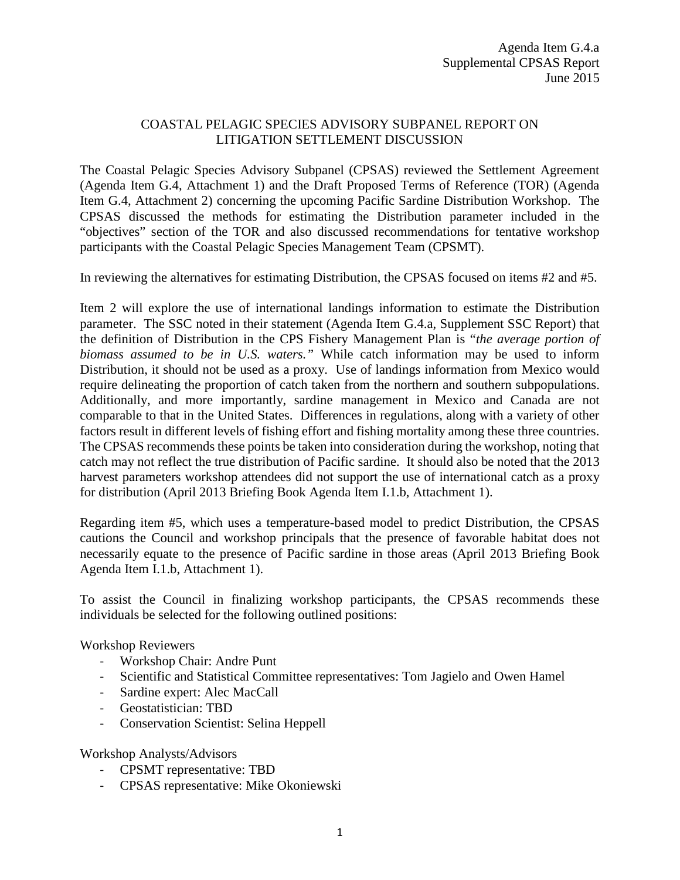Agenda Item G.4.a
Supplemental CPSAS Report
June 2015

# COASTAL PELAGIC SPECIES ADVISORY SUBPANEL REPORT ON LITIGATION SETTLEMENT DISCUSSION

The Coastal Pelagic Species Advisory Subpanel (CPSAS) reviewed the Settlement Agreement (Agenda Item G.4, Attachment 1) and the Draft Proposed Terms of Reference (TOR) (Agenda Item G.4, Attachment 2) concerning the upcoming Pacific Sardine Distribution Workshop. The CPSAS discussed the methods for estimating the Distribution parameter included in the "objectives" section of the TOR and also discussed recommendations for tentative workshop participants with the Coastal Pelagic Species Management Team (CPSMT).

In reviewing the alternatives for estimating Distribution, the CPSAS focused on items #2 and #5.

Item 2 will explore the use of international landings information to estimate the Distribution parameter. The SSC noted in their statement (Agenda Item G.4.a, Supplement SSC Report) that the definition of Distribution in the CPS Fishery Management Plan is "*the average portion of biomass assumed to be in U.S. waters.*" While catch information may be used to inform Distribution, it should not be used as a proxy. Use of landings information from Mexico would require delineating the proportion of catch taken from the northern and southern subpopulations. Additionally, and more importantly, sardine management in Mexico and Canada are not comparable to that in the United States. Differences in regulations, along with a variety of other factors result in different levels of fishing effort and fishing mortality among these three countries. The CPSAS recommends these points be taken into consideration during the workshop, noting that catch may not reflect the true distribution of Pacific sardine. It should also be noted that the 2013 harvest parameters workshop attendees did not support the use of international catch as a proxy for distribution (April 2013 Briefing Book Agenda Item I.1.b, Attachment 1).

Regarding item #5, which uses a temperature-based model to predict Distribution, the CPSAS cautions the Council and workshop principals that the presence of favorable habitat does not necessarily equate to the presence of Pacific sardine in those areas (April 2013 Briefing Book Agenda Item I.1.b, Attachment 1).

To assist the Council in finalizing workshop participants, the CPSAS recommends these individuals be selected for the following outlined positions:

Workshop Reviewers

- Workshop Chair: Andre Punt
- Scientific and Statistical Committee representatives: Tom Jagielo and Owen Hamel
- Sardine expert: Alec MacCall
- Geostatistician: TBD
- Conservation Scientist: Selina Heppell

Workshop Analysts/Advisors

- CPSMT representative: TBD
- CPSAS representative: Mike Okoniewski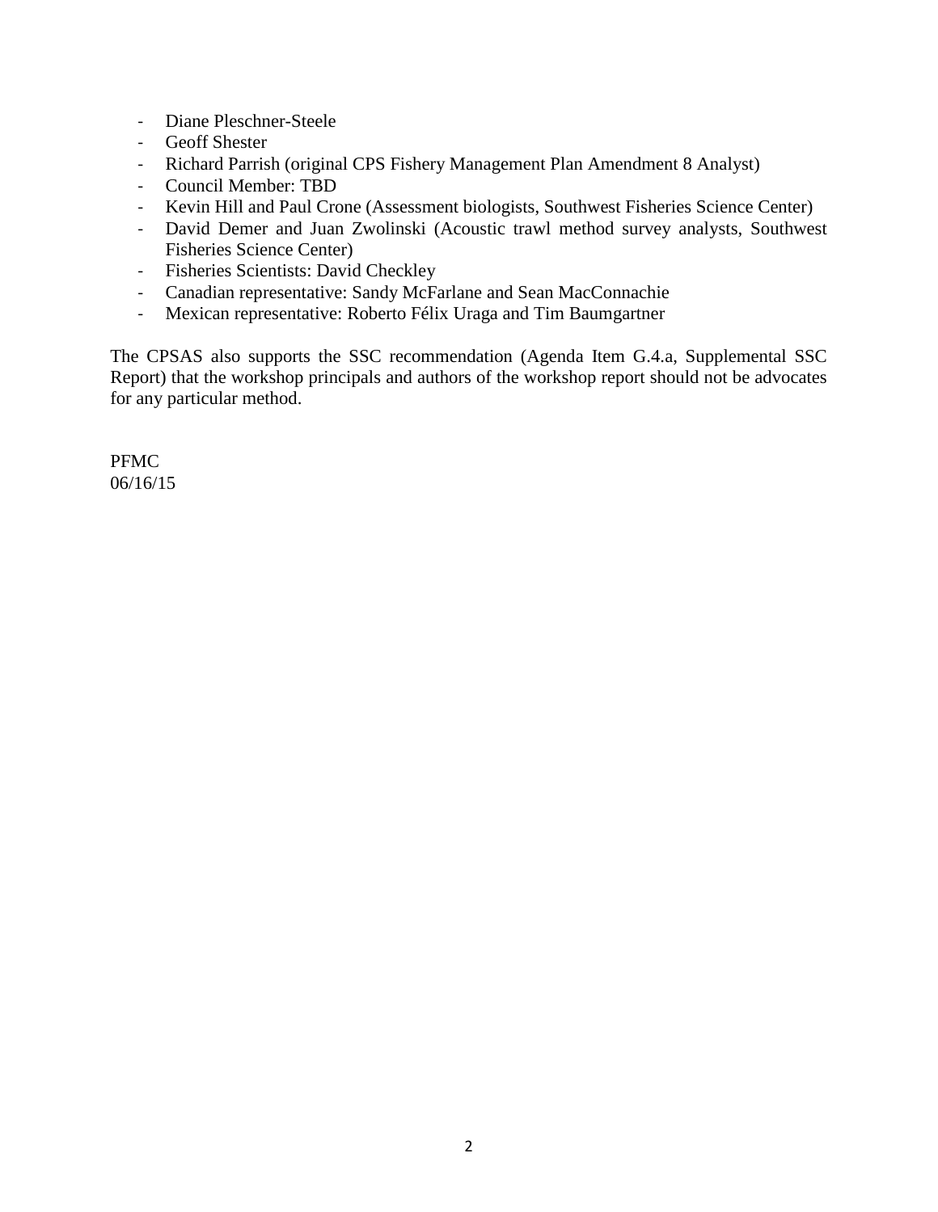- Diane Pleschner-Steele
- Geoff Shester
- Richard Parrish (original CPS Fishery Management Plan Amendment 8 Analyst)
- Council Member: TBD
- Kevin Hill and Paul Crone (Assessment biologists, Southwest Fisheries Science Center)
- David Demer and Juan Zwolinski (Acoustic trawl method survey analysts, Southwest Fisheries Science Center)
- Fisheries Scientists: David Checkley
- Canadian representative: Sandy McFarlane and Sean MacConnachie
- Mexican representative: Roberto Félix Uraga and Tim Baumgartner

The CPSAS also supports the SSC recommendation (Agenda Item G.4.a, Supplemental SSC Report) that the workshop principals and authors of the workshop report should not be advocates for any particular method.

PFMC
06/16/15